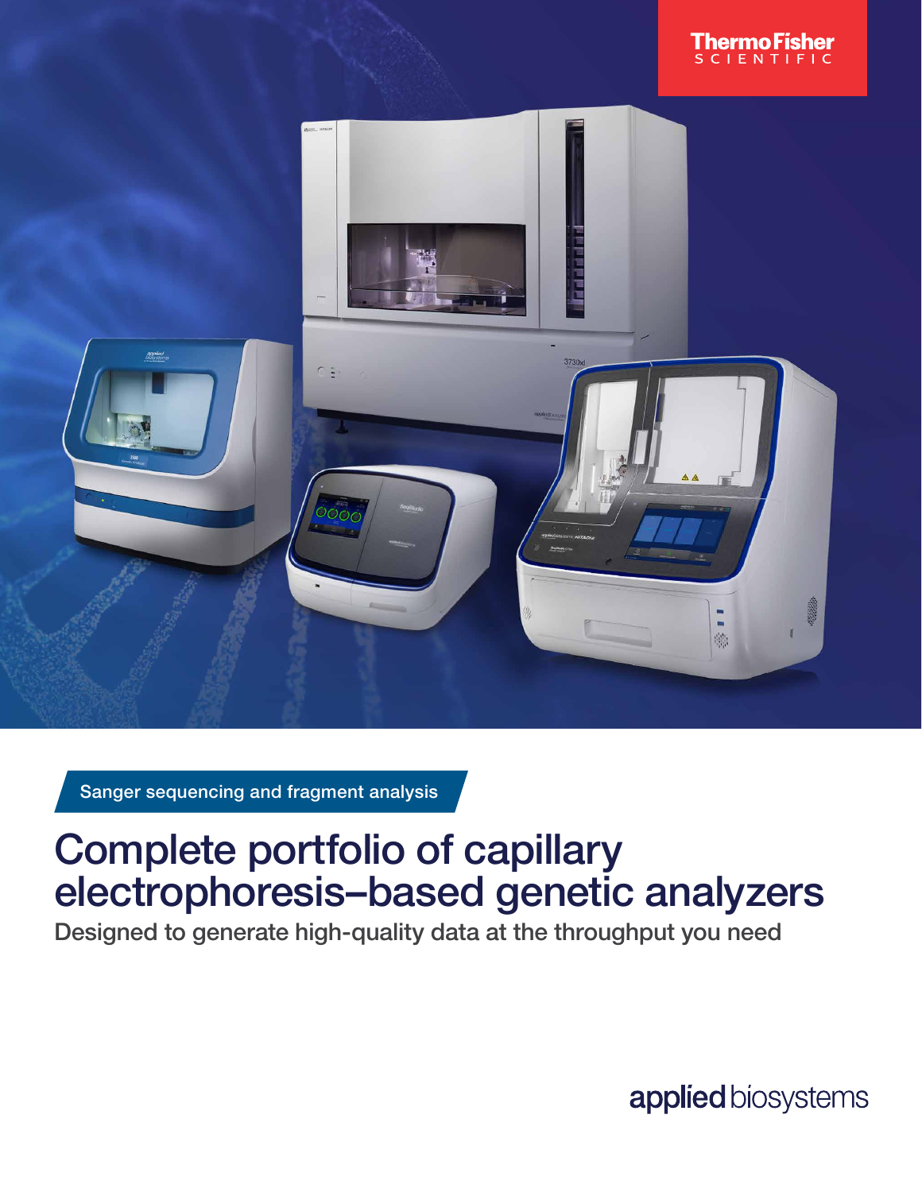Thermo Fisher SCIENTIFIC

Sanger sequencing and fragment analysis

# Complete portfolio of capillary electrophoresis–based genetic analyzers

## Designed to generate high-quality data at the throughput you need

applied biosystems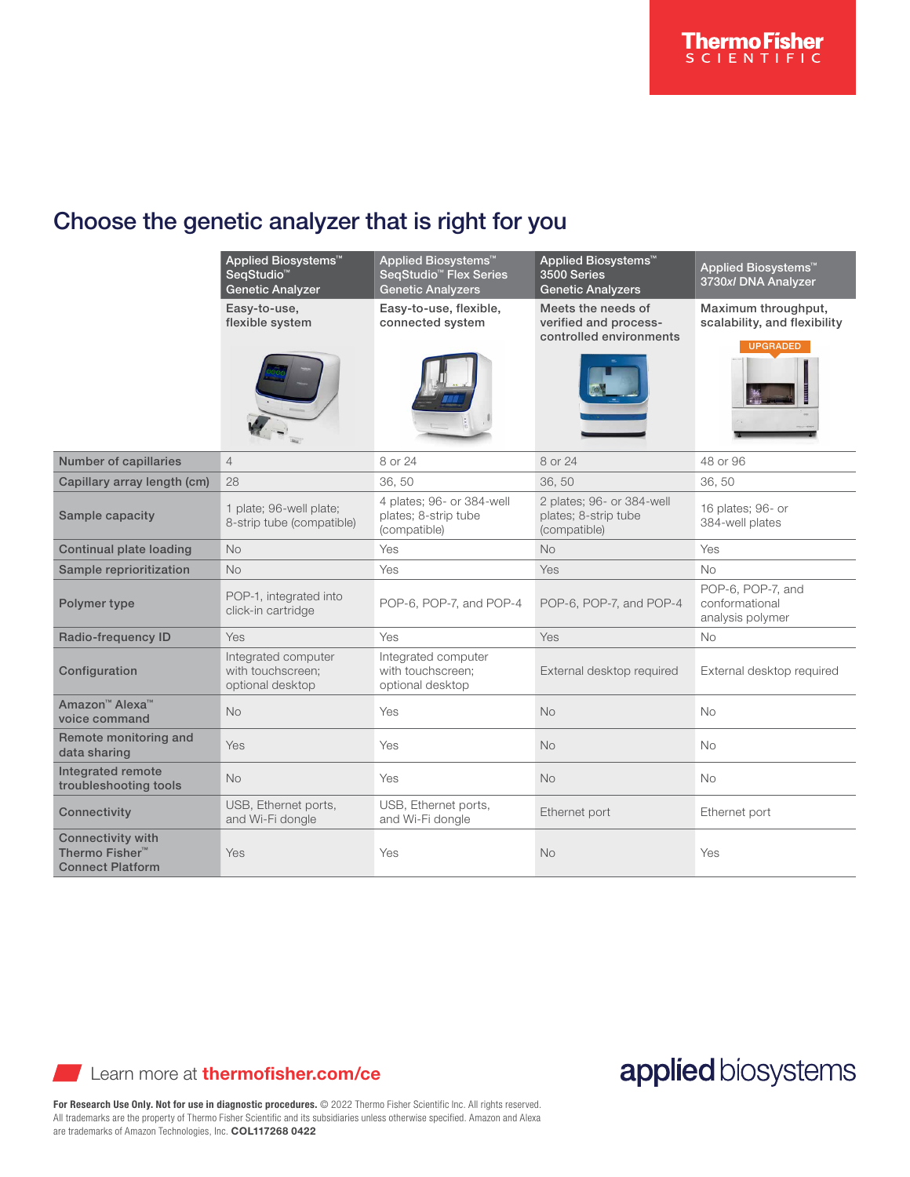## Choose the genetic analyzer that is right for you

| | Applied Biosystems™ SeqStudio™ Genetic Analyzer | Applied Biosystems™ SeqStudio™ Flex Series Genetic Analyzers | Applied Biosystems™ 3500 Series Genetic Analyzers | Applied Biosystems™ 3730*xl* DNA Analyzer |
|---|---|---|---|---|
| | Easy-to-use, flexible system | Easy-to-use, flexible, connected system | Meets the needs of verified and process-controlled environments | Maximum throughput, scalability, and flexibility UPGRADED |
| **Number of capillaries** | 4 | 8 or 24 | 8 or 24 | 48 or 96 |
| **Capillary array length (cm)** | 28 | 36, 50 | 36, 50 | 36, 50 |
| **Sample capacity** | 1 plate; 96-well plate; 8-strip tube (compatible) | 4 plates; 96- or 384-well plates; 8-strip tube (compatible) | 2 plates; 96- or 384-well plates; 8-strip tube (compatible) | 16 plates; 96- or 384-well plates |
| **Continual plate loading** | No | Yes | No | Yes |
| **Sample reprioritization** | No | Yes | Yes | No |
| **Polymer type** | POP-1, integrated into click-in cartridge | POP-6, POP-7, and POP-4 | POP-6, POP-7, and POP-4 | POP-6, POP-7, and conformational analysis polymer |
| **Radio-frequency ID** | Yes | Yes | Yes | No |
| **Configuration** | Integrated computer with touchscreen; optional desktop | Integrated computer with touchscreen; optional desktop | External desktop required | External desktop required |
| **Amazon™ Alexa™ voice command** | No | Yes | No | No |
| **Remote monitoring and data sharing** | Yes | Yes | No | No |
| **Integrated remote troubleshooting tools** | No | Yes | No | No |
| **Connectivity** | USB, Ethernet ports, and Wi-Fi dongle | USB, Ethernet ports, and Wi-Fi dongle | Ethernet port | Ethernet port |
| **Connectivity with Thermo Fisher™ Connect Platform** | Yes | Yes | No | Yes |

Learn more at **thermofisher.com/ce**

**For Research Use Only. Not for use in diagnostic procedures.** © 2022 Thermo Fisher Scientific Inc. All rights reserved. All trademarks are the property of Thermo Fisher Scientific and its subsidiaries unless otherwise specified. Amazon and Alexa are trademarks of Amazon Technologies, Inc. **COL117268 0422**